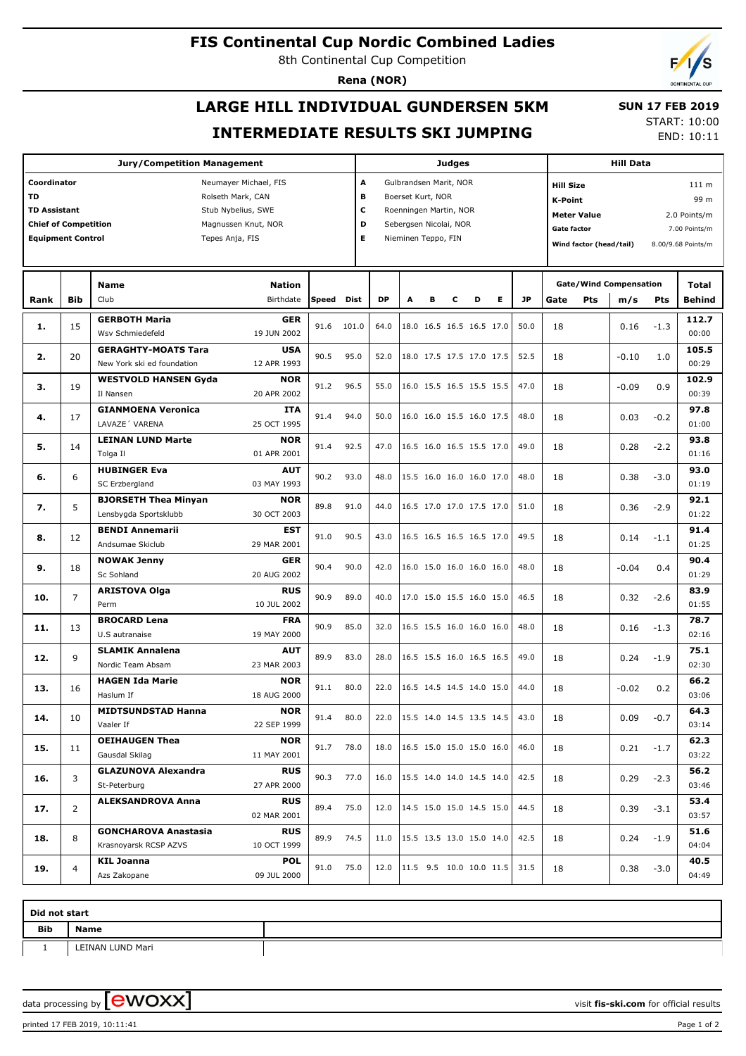# FIS Continental Cup Nordic Combined Ladies

8th Continental Cup Competition

**Rena (NOR)**

## LARGE HILL INDIVIDUAL GUNDERSEN 5KM

## INTERMEDIATE RESULTS SKI JUMPING

**SUN 17 FEB 2019**
START: 10:00
END: 10:11

| Jury/Competition Management | | Judges | | Hill Data | |
|---|---|---|---|---|---|
| Coordinator | Neumayer Michael, FIS | A | Gulbrandsen Marit, NOR | Hill Size | 111 m |
| TD | Rolseth Mark, CAN | B | Boerset Kurt, NOR | K-Point | 99 m |
| TD Assistant | Stub Nybelius, SWE | C | Roenningen Martin, NOR | Meter Value | 2.0 Points/m |
| Chief of Competition | Magnussen Knut, NOR | D | Sebergsen Nicolai, NOR | Gate factor | 7.00 Points/m |
| Equipment Control | Tepes Anja, FIS | E | Nieminen Teppo, FIN | Wind factor (head/tail) | 8.00/9.68 Points/m |

| Rank | Bib | Name / Club | Nation / Birthdate | Speed | Dist | DP | A | B | C | D | E | JP | Gate | Gate Pts | m/s | Wind Pts | Total / Behind |
|---|---|---|---|---|---|---|---|---|---|---|---|---|---|---|---|---|---|
| 1. | 15 | GERBOTH Maria<br>Wsv Schmiedefeld | GER<br>19 JUN 2002 | 91.6 | 101.0 | 64.0 | 18.0 | 16.5 | 16.5 | 16.5 | 17.0 | 50.0 | 18 | | 0.16 | -1.3 | 112.7<br>00:00 |
| 2. | 20 | GERAGHTY-MOATS Tara<br>New York ski ed foundation | USA<br>12 APR 1993 | 90.5 | 95.0 | 52.0 | 18.0 | 17.5 | 17.5 | 17.0 | 17.5 | 52.5 | 18 | | -0.10 | 1.0 | 105.5<br>00:29 |
| 3. | 19 | WESTVOLD HANSEN Gyda<br>Il Nansen | NOR<br>20 APR 2002 | 91.2 | 96.5 | 55.0 | 16.0 | 15.5 | 16.5 | 15.5 | 15.5 | 47.0 | 18 | | -0.09 | 0.9 | 102.9<br>00:39 |
| 4. | 17 | GIANMOENA Veronica<br>LAVAZE´ VARENA | ITA<br>25 OCT 1995 | 91.4 | 94.0 | 50.0 | 16.0 | 16.0 | 15.5 | 16.0 | 17.5 | 48.0 | 18 | | 0.03 | -0.2 | 97.8<br>01:00 |
| 5. | 14 | LEINAN LUND Marte<br>Tolga Il | NOR<br>01 APR 2001 | 91.4 | 92.5 | 47.0 | 16.5 | 16.0 | 16.5 | 15.5 | 17.0 | 49.0 | 18 | | 0.28 | -2.2 | 93.8<br>01:16 |
| 6. | 6 | HUBINGER Eva<br>SC Erzbergland | AUT<br>03 MAY 1993 | 90.2 | 93.0 | 48.0 | 15.5 | 16.0 | 16.0 | 16.0 | 17.0 | 48.0 | 18 | | 0.38 | -3.0 | 93.0<br>01:19 |
| 7. | 5 | BJORSETH Thea Minyan<br>Lensbygda Sportsklubb | NOR<br>30 OCT 2003 | 89.8 | 91.0 | 44.0 | 16.5 | 17.0 | 17.0 | 17.5 | 17.0 | 51.0 | 18 | | 0.36 | -2.9 | 92.1<br>01:22 |
| 8. | 12 | BENDI Annemarii<br>Andsumae Skiclub | EST<br>29 MAR 2001 | 91.0 | 90.5 | 43.0 | 16.5 | 16.5 | 16.5 | 16.5 | 17.0 | 49.5 | 18 | | 0.14 | -1.1 | 91.4<br>01:25 |
| 9. | 18 | NOWAK Jenny<br>Sc Sohland | GER<br>20 AUG 2002 | 90.4 | 90.0 | 42.0 | 16.0 | 15.0 | 16.0 | 16.0 | 16.0 | 48.0 | 18 | | -0.04 | 0.4 | 90.4<br>01:29 |
| 10. | 7 | ARISTOVA Olga<br>Perm | RUS<br>10 JUL 2002 | 90.9 | 89.0 | 40.0 | 17.0 | 15.0 | 15.5 | 16.0 | 15.0 | 46.5 | 18 | | 0.32 | -2.6 | 83.9<br>01:55 |
| 11. | 13 | BROCARD Lena<br>U.S autranaise | FRA<br>19 MAY 2000 | 90.9 | 85.0 | 32.0 | 16.5 | 15.5 | 16.0 | 16.0 | 16.0 | 48.0 | 18 | | 0.16 | -1.3 | 78.7<br>02:16 |
| 12. | 9 | SLAMIK Annalena<br>Nordic Team Absam | AUT<br>23 MAR 2003 | 89.9 | 83.0 | 28.0 | 16.5 | 15.5 | 16.0 | 16.5 | 16.5 | 49.0 | 18 | | 0.24 | -1.9 | 75.1<br>02:30 |
| 13. | 16 | HAGEN Ida Marie<br>Haslum If | NOR<br>18 AUG 2000 | 91.1 | 80.0 | 22.0 | 16.5 | 14.5 | 14.5 | 14.0 | 15.0 | 44.0 | 18 | | -0.02 | 0.2 | 66.2<br>03:06 |
| 14. | 10 | MIDTSUNDSTAD Hanna<br>Vaaler If | NOR<br>22 SEP 1999 | 91.4 | 80.0 | 22.0 | 15.5 | 14.0 | 14.5 | 13.5 | 14.5 | 43.0 | 18 | | 0.09 | -0.7 | 64.3<br>03:14 |
| 15. | 11 | OEIHAUGEN Thea<br>Gausdal Skilag | NOR<br>11 MAY 2001 | 91.7 | 78.0 | 18.0 | 16.5 | 15.0 | 15.0 | 15.0 | 16.0 | 46.0 | 18 | | 0.21 | -1.7 | 62.3<br>03:22 |
| 16. | 3 | GLAZUNOVA Alexandra<br>St-Peterburg | RUS<br>27 APR 2000 | 90.3 | 77.0 | 16.0 | 15.5 | 14.0 | 14.0 | 14.5 | 14.0 | 42.5 | 18 | | 0.29 | -2.3 | 56.2<br>03:46 |
| 17. | 2 | ALEKSANDROVA Anna | RUS<br>02 MAR 2001 | 89.4 | 75.0 | 12.0 | 14.5 | 15.0 | 15.0 | 14.5 | 15.0 | 44.5 | 18 | | 0.39 | -3.1 | 53.4<br>03:57 |
| 18. | 8 | GONCHAROVA Anastasia<br>Krasnoyarsk RCSP AZVS | RUS<br>10 OCT 1999 | 89.9 | 74.5 | 11.0 | 15.5 | 13.5 | 13.0 | 15.0 | 14.0 | 42.5 | 18 | | 0.24 | -1.9 | 51.6<br>04:04 |
| 19. | 4 | KIL Joanna<br>Azs Zakopane | POL<br>09 JUL 2000 | 91.0 | 75.0 | 12.0 | 11.5 | 9.5 | 10.0 | 10.0 | 11.5 | 31.5 | 18 | | 0.38 | -3.0 | 40.5<br>04:49 |

**Did not start**

| Bib | Name |
|---|---|
| 1 | LEINAN LUND Mari |

data processing by ewoxx — visit fis-ski.com for official results

printed 17 FEB 2019, 10:11:41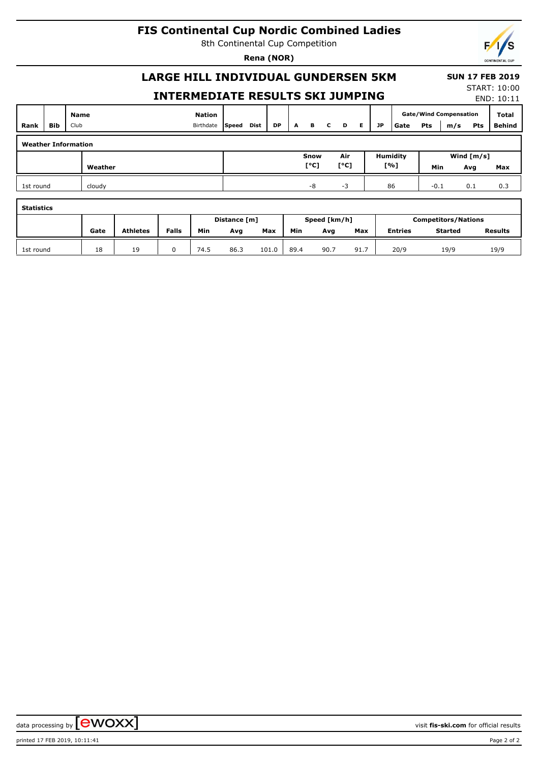# FIS Continental Cup Nordic Combined Ladies

8th Continental Cup Competition

**Rena (NOR)**

## LARGE HILL INDIVIDUAL GUNDERSEN 5KM

## INTERMEDIATE RESULTS SKI JUMPING

**SUN 17 FEB 2019**

START: 10:00

END: 10:11

| Rank | Bib | Name Club | Nation Birthdate | Speed | Dist | DP | A | B | C | D | E | JP | Gate | Pts | m/s | Pts | Total Behind |
|---|---|---|---|---|---|---|---|---|---|---|---|---|---|---|---|---|---|

**Weather Information**

| | Weather | Snow [°C] | Air [°C] | Humidity [%] | Wind [m/s] Min | Avg | Max |
|---|---|---|---|---|---|---|---|
| 1st round | cloudy | -8 | -3 | 86 | -0.1 | 0.1 | 0.3 |

**Statistics**

| | Gate | Athletes | Falls | Distance [m] Min | Avg | Max | Speed [km/h] Min | Avg | Max | Competitors/Nations Entries | Started | Results |
|---|---|---|---|---|---|---|---|---|---|---|---|---|
| 1st round | 18 | 19 | 0 | 74.5 | 86.3 | 101.0 | 89.4 | 90.7 | 91.7 | 20/9 | 19/9 | 19/9 |

data processing by [ewoxx]

visit **fis-ski.com** for official results

printed 17 FEB 2019, 10:11:41